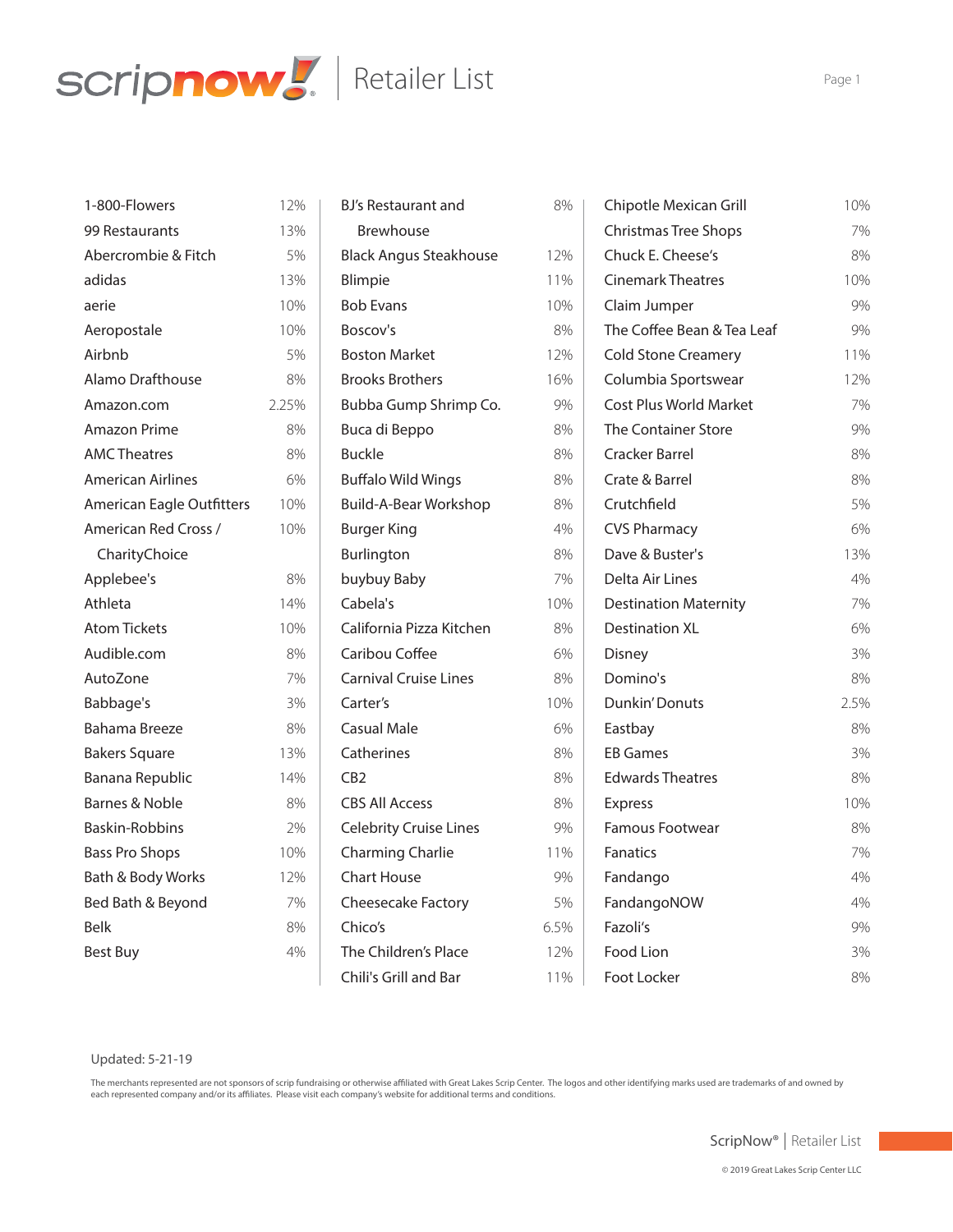# ScripNow Retailer List

| Retailer | Rebate |
|---|---|
| 1-800-Flowers | 12% |
| 99 Restaurants | 13% |
| Abercrombie & Fitch | 5% |
| adidas | 13% |
| aerie | 10% |
| Aeropostale | 10% |
| Airbnb | 5% |
| Alamo Drafthouse | 8% |
| Amazon.com | 2.25% |
| Amazon Prime | 8% |
| AMC Theatres | 8% |
| American Airlines | 6% |
| American Eagle Outfitters | 10% |
| American Red Cross / CharityChoice | 10% |
| Applebee's | 8% |
| Athleta | 14% |
| Atom Tickets | 10% |
| Audible.com | 8% |
| AutoZone | 7% |
| Babbage's | 3% |
| Bahama Breeze | 8% |
| Bakers Square | 13% |
| Banana Republic | 14% |
| Barnes & Noble | 8% |
| Baskin-Robbins | 2% |
| Bass Pro Shops | 10% |
| Bath & Body Works | 12% |
| Bed Bath & Beyond | 7% |
| Belk | 8% |
| Best Buy | 4% |
| BJ's Restaurant and Brewhouse | 8% |
| Black Angus Steakhouse | 12% |
| Blimpie | 11% |
| Bob Evans | 10% |
| Boscov's | 8% |
| Boston Market | 12% |
| Brooks Brothers | 16% |
| Bubba Gump Shrimp Co. | 9% |
| Buca di Beppo | 8% |
| Buckle | 8% |
| Buffalo Wild Wings | 8% |
| Build-A-Bear Workshop | 8% |
| Burger King | 4% |
| Burlington | 8% |
| buybuy Baby | 7% |
| Cabela's | 10% |
| California Pizza Kitchen | 8% |
| Caribou Coffee | 6% |
| Carnival Cruise Lines | 8% |
| Carter's | 10% |
| Casual Male | 6% |
| Catherines | 8% |
| CB2 | 8% |
| CBS All Access | 8% |
| Celebrity Cruise Lines | 9% |
| Charming Charlie | 11% |
| Chart House | 9% |
| Cheesecake Factory | 5% |
| Chico's | 6.5% |
| The Children's Place | 12% |
| Chili's Grill and Bar | 11% |
| Chipotle Mexican Grill | 10% |
| Christmas Tree Shops | 7% |
| Chuck E. Cheese's | 8% |
| Cinemark Theatres | 10% |
| Claim Jumper | 9% |
| The Coffee Bean & Tea Leaf | 9% |
| Cold Stone Creamery | 11% |
| Columbia Sportswear | 12% |
| Cost Plus World Market | 7% |
| The Container Store | 9% |
| Cracker Barrel | 8% |
| Crate & Barrel | 8% |
| Crutchfield | 5% |
| CVS Pharmacy | 6% |
| Dave & Buster's | 13% |
| Delta Air Lines | 4% |
| Destination Maternity | 7% |
| Destination XL | 6% |
| Disney | 3% |
| Domino's | 8% |
| Dunkin' Donuts | 2.5% |
| Eastbay | 8% |
| EB Games | 3% |
| Edwards Theatres | 8% |
| Express | 10% |
| Famous Footwear | 8% |
| Fanatics | 7% |
| Fandango | 4% |
| FandangoNOW | 4% |
| Fazoli's | 9% |
| Food Lion | 3% |
| Foot Locker | 8% |

Updated: 5-21-19

The merchants represented are not sponsors of scrip fundraising or otherwise affiliated with Great Lakes Scrip Center. The logos and other identifying marks used are trademarks of and owned by each represented company and/or its affiliates. Please visit each company's website for additional terms and conditions.

© 2019 Great Lakes Scrip Center LLC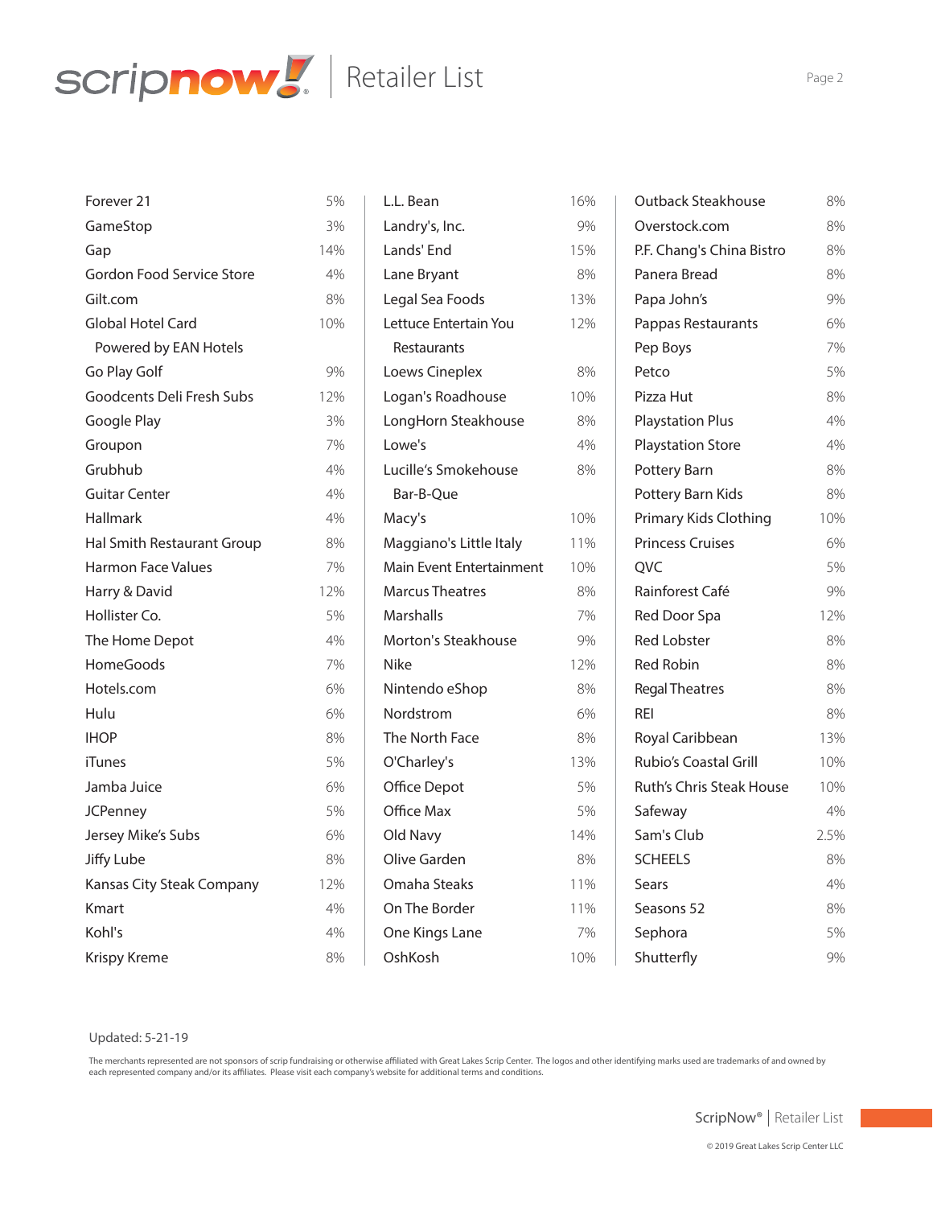# scripnow! Retailer List

| Retailer | Rebate |
|---|---|
| Forever 21 | 5% |
| GameStop | 3% |
| Gap | 14% |
| Gordon Food Service Store | 4% |
| Gilt.com | 8% |
| Global Hotel Card Powered by EAN Hotels | 10% |
| Go Play Golf | 9% |
| Goodcents Deli Fresh Subs | 12% |
| Google Play | 3% |
| Groupon | 7% |
| Grubhub | 4% |
| Guitar Center | 4% |
| Hallmark | 4% |
| Hal Smith Restaurant Group | 8% |
| Harmon Face Values | 7% |
| Harry & David | 12% |
| Hollister Co. | 5% |
| The Home Depot | 4% |
| HomeGoods | 7% |
| Hotels.com | 6% |
| Hulu | 6% |
| IHOP | 8% |
| iTunes | 5% |
| Jamba Juice | 6% |
| JCPenney | 5% |
| Jersey Mike's Subs | 6% |
| Jiffy Lube | 8% |
| Kansas City Steak Company | 12% |
| Kmart | 4% |
| Kohl's | 4% |
| Krispy Kreme | 8% |
| L.L. Bean | 16% |
| Landry's, Inc. | 9% |
| Lands' End | 15% |
| Lane Bryant | 8% |
| Legal Sea Foods | 13% |
| Lettuce Entertain You Restaurants | 12% |
| Loews Cineplex | 8% |
| Logan's Roadhouse | 10% |
| LongHorn Steakhouse | 8% |
| Lowe's | 4% |
| Lucille's Smokehouse Bar-B-Que | 8% |
| Macy's | 10% |
| Maggiano's Little Italy | 11% |
| Main Event Entertainment | 10% |
| Marcus Theatres | 8% |
| Marshalls | 7% |
| Morton's Steakhouse | 9% |
| Nike | 12% |
| Nintendo eShop | 8% |
| Nordstrom | 6% |
| The North Face | 8% |
| O'Charley's | 13% |
| Office Depot | 5% |
| Office Max | 5% |
| Old Navy | 14% |
| Olive Garden | 8% |
| Omaha Steaks | 11% |
| On The Border | 11% |
| One Kings Lane | 7% |
| OshKosh | 10% |
| Outback Steakhouse | 8% |
| Overstock.com | 8% |
| P.F. Chang's China Bistro | 8% |
| Panera Bread | 8% |
| Papa John's | 9% |
| Pappas Restaurants | 6% |
| Pep Boys | 7% |
| Petco | 5% |
| Pizza Hut | 8% |
| Playstation Plus | 4% |
| Playstation Store | 4% |
| Pottery Barn | 8% |
| Pottery Barn Kids | 8% |
| Primary Kids Clothing | 10% |
| Princess Cruises | 6% |
| QVC | 5% |
| Rainforest Café | 9% |
| Red Door Spa | 12% |
| Red Lobster | 8% |
| Red Robin | 8% |
| Regal Theatres | 8% |
| REI | 8% |
| Royal Caribbean | 13% |
| Rubio's Coastal Grill | 10% |
| Ruth's Chris Steak House | 10% |
| Safeway | 4% |
| Sam's Club | 2.5% |
| SCHEELS | 8% |
| Sears | 4% |
| Seasons 52 | 8% |
| Sephora | 5% |
| Shutterfly | 9% |

Updated: 5-21-19

The merchants represented are not sponsors of scrip fundraising or otherwise affiliated with Great Lakes Scrip Center. The logos and other identifying marks used are trademarks of and owned by each represented company and/or its affiliates. Please visit each company's website for additional terms and conditions.

© 2019 Great Lakes Scrip Center LLC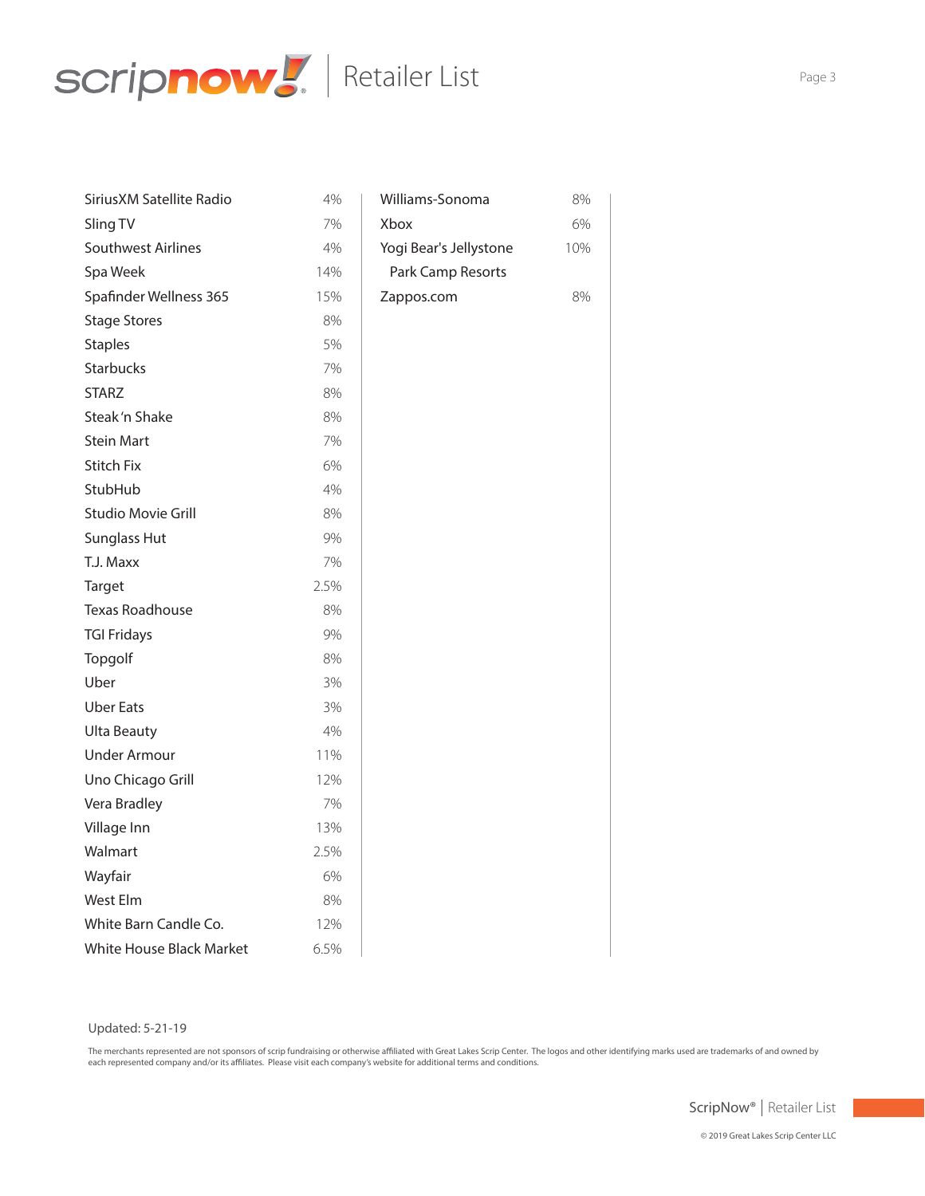# scripnow! | Retailer List

| | |
|---|---|
| SiriusXM Satellite Radio | 4% |
| Sling TV | 7% |
| Southwest Airlines | 4% |
| Spa Week | 14% |
| Spafinder Wellness 365 | 15% |
| Stage Stores | 8% |
| Staples | 5% |
| Starbucks | 7% |
| STARZ | 8% |
| Steak 'n Shake | 8% |
| Stein Mart | 7% |
| Stitch Fix | 6% |
| StubHub | 4% |
| Studio Movie Grill | 8% |
| Sunglass Hut | 9% |
| T.J. Maxx | 7% |
| Target | 2.5% |
| Texas Roadhouse | 8% |
| TGI Fridays | 9% |
| Topgolf | 8% |
| Uber | 3% |
| Uber Eats | 3% |
| Ulta Beauty | 4% |
| Under Armour | 11% |
| Uno Chicago Grill | 12% |
| Vera Bradley | 7% |
| Village Inn | 13% |
| Walmart | 2.5% |
| Wayfair | 6% |
| West Elm | 8% |
| White Barn Candle Co. | 12% |
| White House Black Market | 6.5% |
| Williams-Sonoma | 8% |
| Xbox | 6% |
| Yogi Bear's Jellystone Park Camp Resorts | 10% |
| Zappos.com | 8% |

Updated: 5-21-19

The merchants represented are not sponsors of scrip fundraising or otherwise affiliated with Great Lakes Scrip Center. The logos and other identifying marks used are trademarks of and owned by each represented company and/or its affiliates. Please visit each company's website for additional terms and conditions.

© 2019 Great Lakes Scrip Center LLC